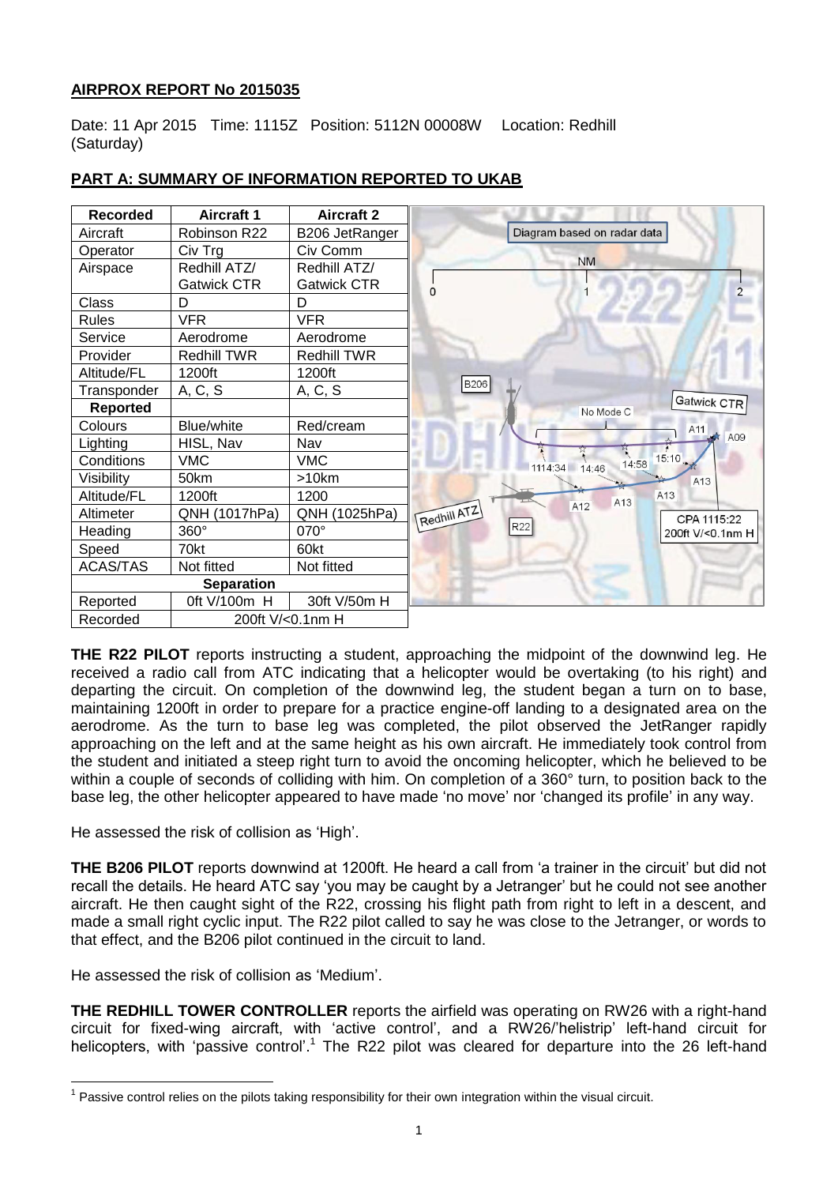## AIRPROX REPORT No 2015035

Date: 11 Apr 2015 Time: 1115Z Position: 5112N 00008W Location: Redhill (Saturday)

## PART A: SUMMARY OF INFORMATION REPORTED TO UKAB

| Recorded | Aircraft 1 | Aircraft 2 |
|---|---|---|
| Aircraft | Robinson R22 | B206 JetRanger |
| Operator | Civ Trg | Civ Comm |
| Airspace | Redhill ATZ/ Gatwick CTR | Redhill ATZ/ Gatwick CTR |
| Class | D | D |
| Rules | VFR | VFR |
| Service | Aerodrome | Aerodrome |
| Provider | Redhill TWR | Redhill TWR |
| Altitude/FL | 1200ft | 1200ft |
| Transponder | A, C, S | A, C, S |
| **Reported** | | |
| Colours | Blue/white | Red/cream |
| Lighting | HISL, Nav | Nav |
| Conditions | VMC | VMC |
| Visibility | 50km | >10km |
| Altitude/FL | 1200ft | 1200 |
| Altimeter | QNH (1017hPa) | QNH (1025hPa) |
| Heading | 360° | 070° |
| Speed | 70kt | 60kt |
| ACAS/TAS | Not fitted | Not fitted |
| **Separation** | | |
| Reported | 0ft V/100m H | 30ft V/50m H |
| Recorded | 200ft V/<0.1nm H | |

Diagram based on radar data

**THE R22 PILOT** reports instructing a student, approaching the midpoint of the downwind leg. He received a radio call from ATC indicating that a helicopter would be overtaking (to his right) and departing the circuit. On completion of the downwind leg, the student began a turn on to base, maintaining 1200ft in order to prepare for a practice engine-off landing to a designated area on the aerodrome. As the turn to base leg was completed, the pilot observed the JetRanger rapidly approaching on the left and at the same height as his own aircraft. He immediately took control from the student and initiated a steep right turn to avoid the oncoming helicopter, which he believed to be within a couple of seconds of colliding with him. On completion of a 360° turn, to position back to the base leg, the other helicopter appeared to have made 'no move' nor 'changed its profile' in any way.

He assessed the risk of collision as 'High'.

**THE B206 PILOT** reports downwind at 1200ft. He heard a call from 'a trainer in the circuit' but did not recall the details. He heard ATC say 'you may be caught by a Jetranger' but he could not see another aircraft. He then caught sight of the R22, crossing his flight path from right to left in a descent, and made a small right cyclic input. The R22 pilot called to say he was close to the Jetranger, or words to that effect, and the B206 pilot continued in the circuit to land.

He assessed the risk of collision as 'Medium'.

**THE REDHILL TOWER CONTROLLER** reports the airfield was operating on RW26 with a right-hand circuit for fixed-wing aircraft, with 'active control', and a RW26/'helistrip' left-hand circuit for helicopters, with 'passive control'.[1] The R22 pilot was cleared for departure into the 26 left-hand

[1] Passive control relies on the pilots taking responsibility for their own integration within the visual circuit.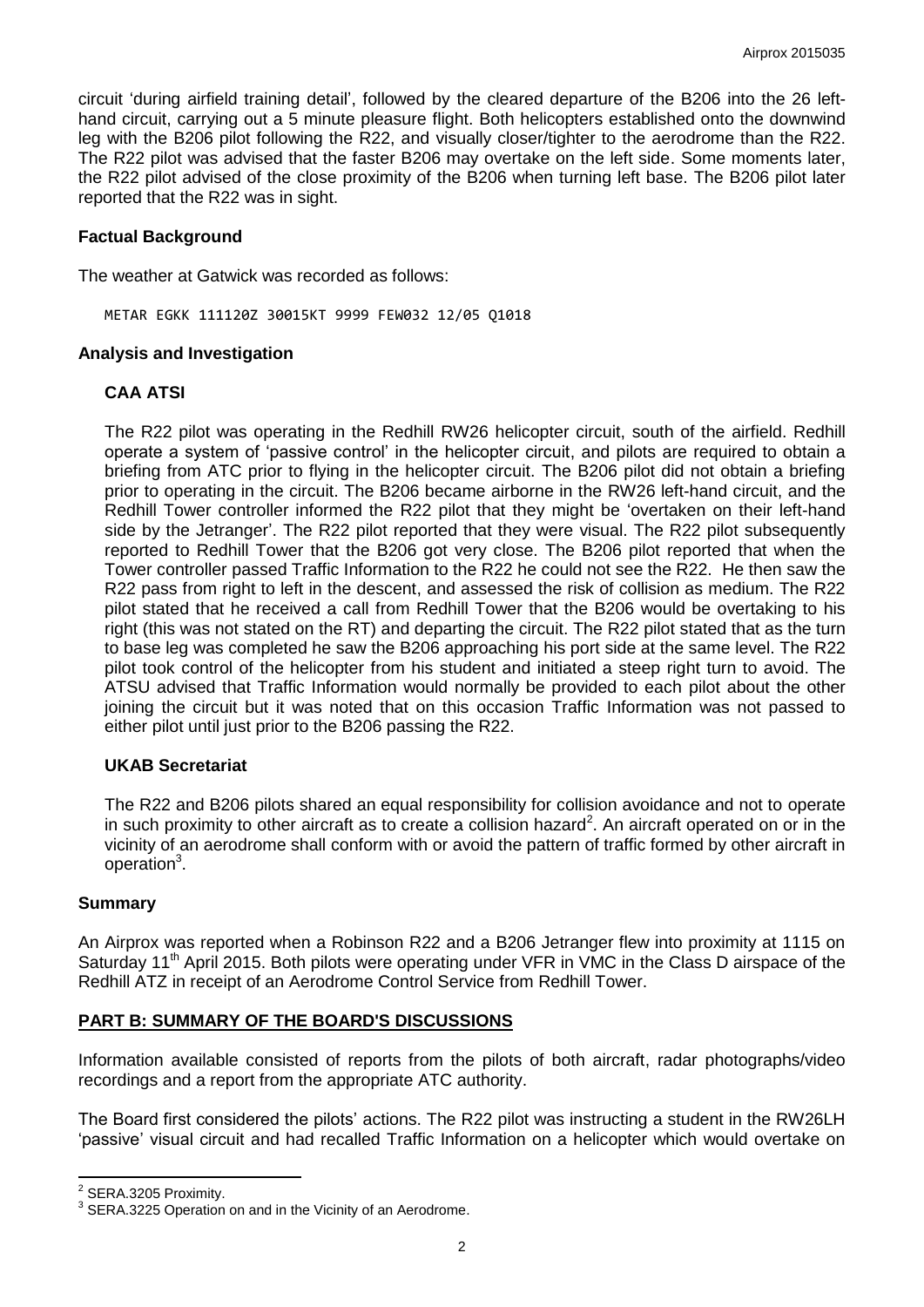circuit 'during airfield training detail', followed by the cleared departure of the B206 into the 26 left-hand circuit, carrying out a 5 minute pleasure flight. Both helicopters established onto the downwind leg with the B206 pilot following the R22, and visually closer/tighter to the aerodrome than the R22. The R22 pilot was advised that the faster B206 may overtake on the left side. Some moments later, the R22 pilot advised of the close proximity of the B206 when turning left base. The B206 pilot later reported that the R22 was in sight.

## Factual Background

The weather at Gatwick was recorded as follows:

```
METAR EGKK 111120Z 30015KT 9999 FEW032 12/05 Q1018
```

## Analysis and Investigation

### CAA ATSI

The R22 pilot was operating in the Redhill RW26 helicopter circuit, south of the airfield. Redhill operate a system of 'passive control' in the helicopter circuit, and pilots are required to obtain a briefing from ATC prior to flying in the helicopter circuit. The B206 pilot did not obtain a briefing prior to operating in the circuit. The B206 became airborne in the RW26 left-hand circuit, and the Redhill Tower controller informed the R22 pilot that they might be 'overtaken on their left-hand side by the Jetranger'. The R22 pilot reported that they were visual. The R22 pilot subsequently reported to Redhill Tower that the B206 got very close. The B206 pilot reported that when the Tower controller passed Traffic Information to the R22 he could not see the R22. He then saw the R22 pass from right to left in the descent, and assessed the risk of collision as medium. The R22 pilot stated that he received a call from Redhill Tower that the B206 would be overtaking to his right (this was not stated on the RT) and departing the circuit. The R22 pilot stated that as the turn to base leg was completed he saw the B206 approaching his port side at the same level. The R22 pilot took control of the helicopter from his student and initiated a steep right turn to avoid. The ATSU advised that Traffic Information would normally be provided to each pilot about the other joining the circuit but it was noted that on this occasion Traffic Information was not passed to either pilot until just prior to the B206 passing the R22.

### UKAB Secretariat

The R22 and B206 pilots shared an equal responsibility for collision avoidance and not to operate in such proximity to other aircraft as to create a collision hazard[2]. An aircraft operated on or in the vicinity of an aerodrome shall conform with or avoid the pattern of traffic formed by other aircraft in operation[3].

## Summary

An Airprox was reported when a Robinson R22 and a B206 Jetranger flew into proximity at 1115 on Saturday 11[th] April 2015. Both pilots were operating under VFR in VMC in the Class D airspace of the Redhill ATZ in receipt of an Aerodrome Control Service from Redhill Tower.

## PART B: SUMMARY OF THE BOARD'S DISCUSSIONS

Information available consisted of reports from the pilots of both aircraft, radar photographs/video recordings and a report from the appropriate ATC authority.

The Board first considered the pilots' actions. The R22 pilot was instructing a student in the RW26LH 'passive' visual circuit and had recalled Traffic Information on a helicopter which would overtake on

---

[2] SERA.3205 Proximity.

[3] SERA.3225 Operation on and in the Vicinity of an Aerodrome.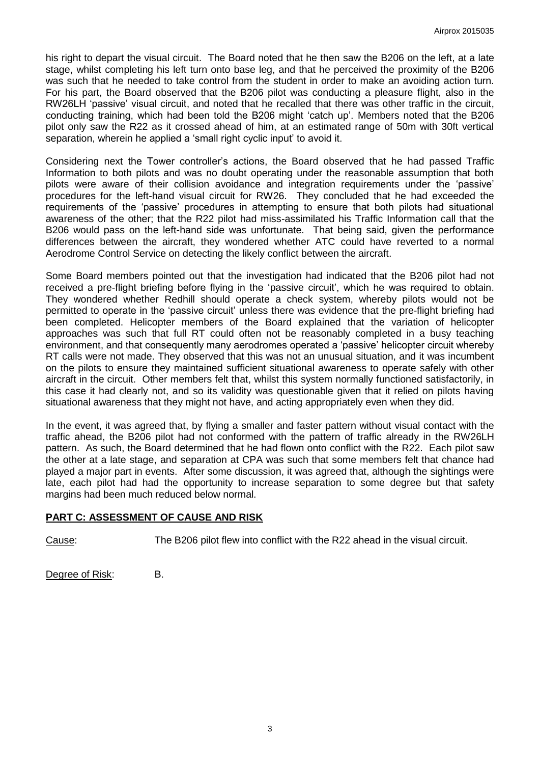his right to depart the visual circuit. The Board noted that he then saw the B206 on the left, at a late stage, whilst completing his left turn onto base leg, and that he perceived the proximity of the B206 was such that he needed to take control from the student in order to make an avoiding action turn. For his part, the Board observed that the B206 pilot was conducting a pleasure flight, also in the RW26LH 'passive' visual circuit, and noted that he recalled that there was other traffic in the circuit, conducting training, which had been told the B206 might 'catch up'. Members noted that the B206 pilot only saw the R22 as it crossed ahead of him, at an estimated range of 50m with 30ft vertical separation, wherein he applied a 'small right cyclic input' to avoid it.

Considering next the Tower controller's actions, the Board observed that he had passed Traffic Information to both pilots and was no doubt operating under the reasonable assumption that both pilots were aware of their collision avoidance and integration requirements under the 'passive' procedures for the left-hand visual circuit for RW26. They concluded that he had exceeded the requirements of the 'passive' procedures in attempting to ensure that both pilots had situational awareness of the other; that the R22 pilot had miss-assimilated his Traffic Information call that the B206 would pass on the left-hand side was unfortunate. That being said, given the performance differences between the aircraft, they wondered whether ATC could have reverted to a normal Aerodrome Control Service on detecting the likely conflict between the aircraft.

Some Board members pointed out that the investigation had indicated that the B206 pilot had not received a pre-flight briefing before flying in the 'passive circuit', which he was required to obtain. They wondered whether Redhill should operate a check system, whereby pilots would not be permitted to operate in the 'passive circuit' unless there was evidence that the pre-flight briefing had been completed. Helicopter members of the Board explained that the variation of helicopter approaches was such that full RT could often not be reasonably completed in a busy teaching environment, and that consequently many aerodromes operated a 'passive' helicopter circuit whereby RT calls were not made. They observed that this was not an unusual situation, and it was incumbent on the pilots to ensure they maintained sufficient situational awareness to operate safely with other aircraft in the circuit. Other members felt that, whilst this system normally functioned satisfactorily, in this case it had clearly not, and so its validity was questionable given that it relied on pilots having situational awareness that they might not have, and acting appropriately even when they did.

In the event, it was agreed that, by flying a smaller and faster pattern without visual contact with the traffic ahead, the B206 pilot had not conformed with the pattern of traffic already in the RW26LH pattern. As such, the Board determined that he had flown onto conflict with the R22. Each pilot saw the other at a late stage, and separation at CPA was such that some members felt that chance had played a major part in events. After some discussion, it was agreed that, although the sightings were late, each pilot had had the opportunity to increase separation to some degree but that safety margins had been much reduced below normal.

## PART C: ASSESSMENT OF CAUSE AND RISK

Cause: The B206 pilot flew into conflict with the R22 ahead in the visual circuit.

Degree of Risk: B.